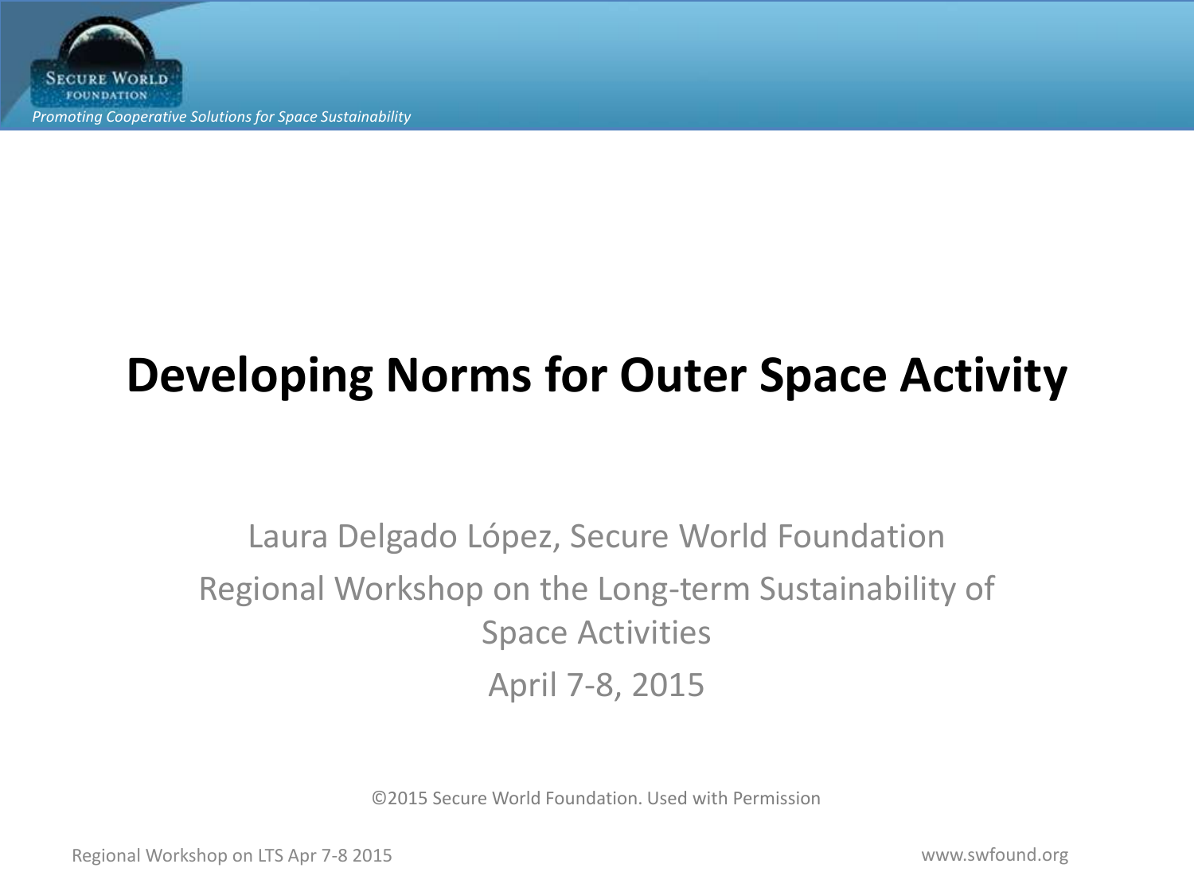# Developing Norms for Outer Space Activity

Laura Delgado López, Secure World Foundation

Regional Workshop on the Long-term Sustainability of Space Activities

April 7-8, 2015

©2015 Secure World Foundation. Used with Permission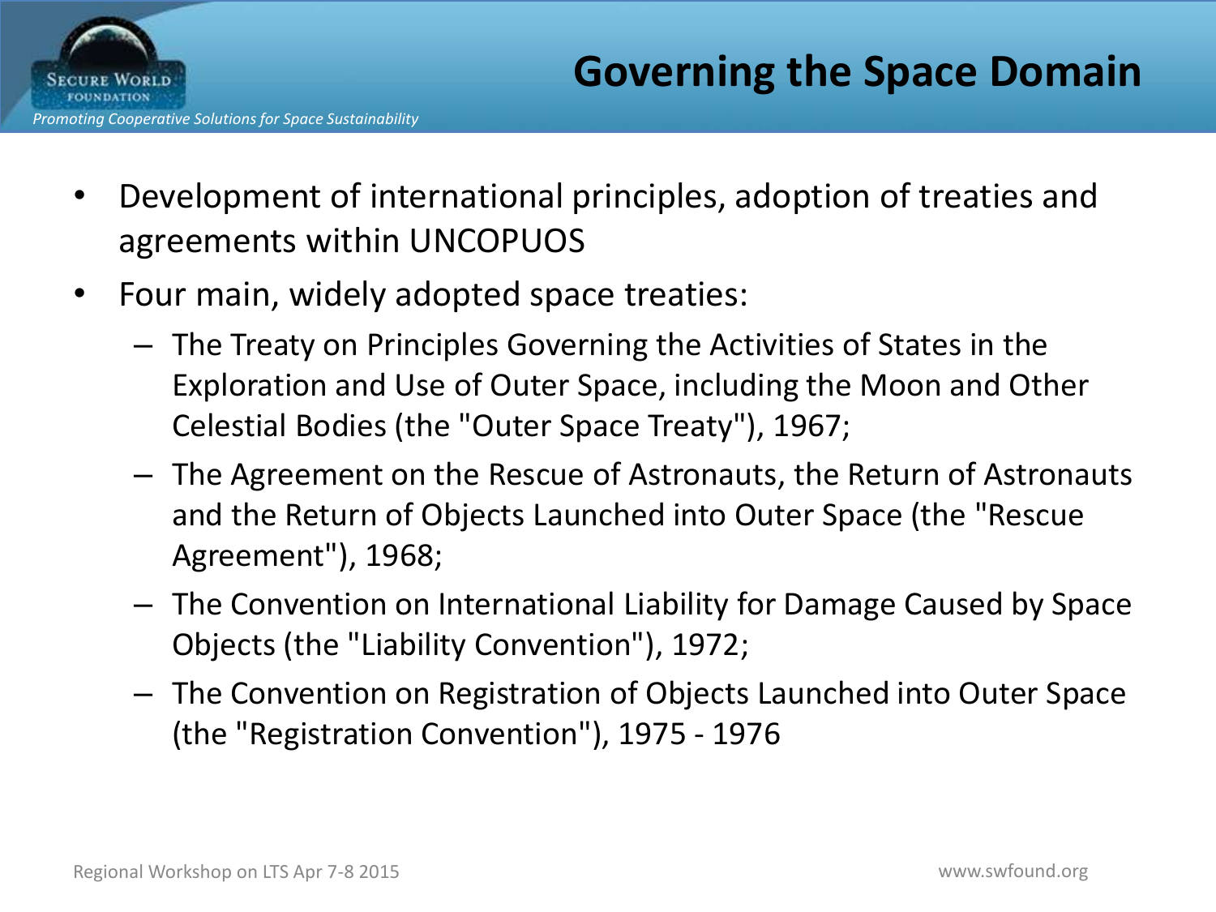# Governing the Space Domain

- Development of international principles, adoption of treaties and agreements within UNCOPUOS
- Four main, widely adopted space treaties:
  - The Treaty on Principles Governing the Activities of States in the Exploration and Use of Outer Space, including the Moon and Other Celestial Bodies (the "Outer Space Treaty"), 1967;
  - The Agreement on the Rescue of Astronauts, the Return of Astronauts and the Return of Objects Launched into Outer Space (the "Rescue Agreement"), 1968;
  - The Convention on International Liability for Damage Caused by Space Objects (the "Liability Convention"), 1972;
  - The Convention on Registration of Objects Launched into Outer Space (the "Registration Convention"), 1975 - 1976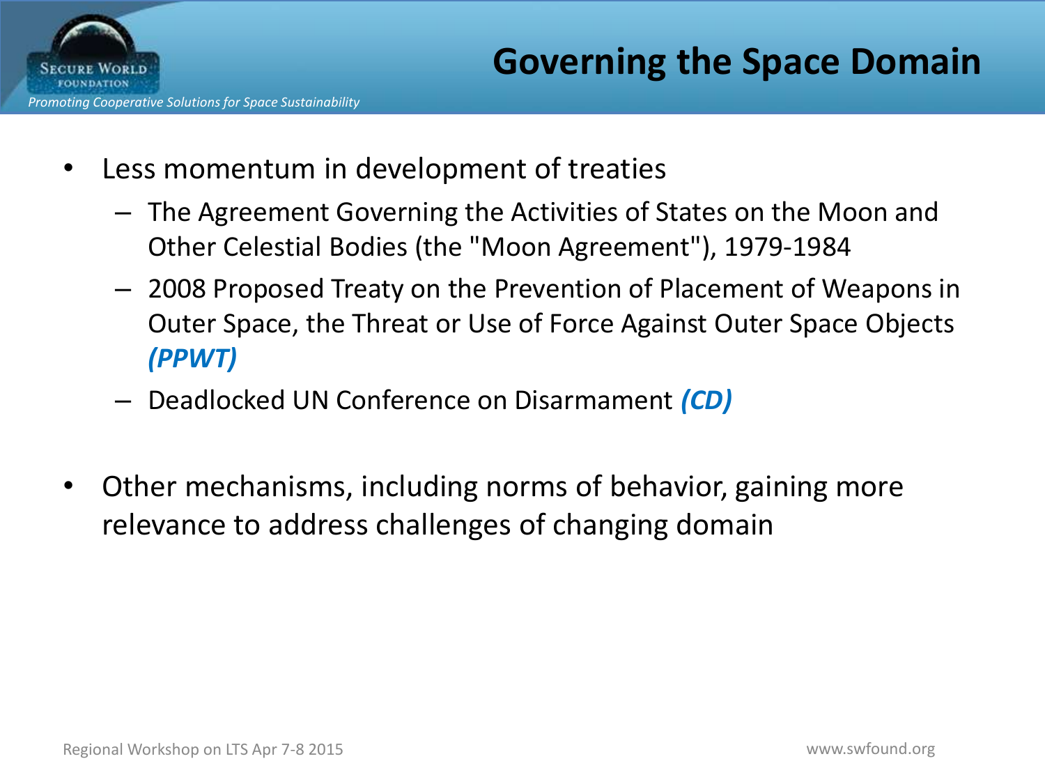# Governing the Space Domain

- Less momentum in development of treaties
  - The Agreement Governing the Activities of States on the Moon and Other Celestial Bodies (the "Moon Agreement"), 1979-1984
  - 2008 Proposed Treaty on the Prevention of Placement of Weapons in Outer Space, the Threat or Use of Force Against Outer Space Objects ***(PPWT)***
  - Deadlocked UN Conference on Disarmament ***(CD)***

- Other mechanisms, including norms of behavior, gaining more relevance to address challenges of changing domain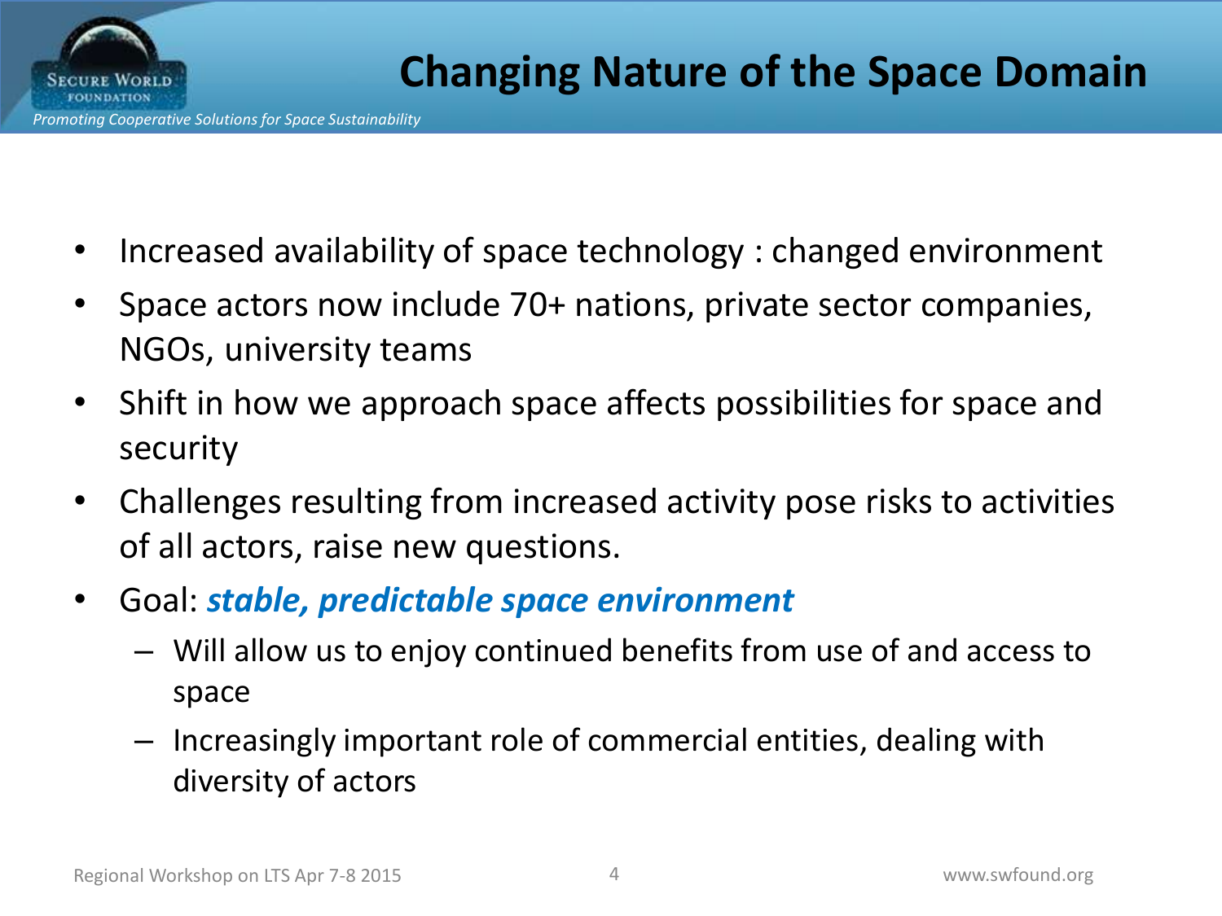# Changing Nature of the Space Domain

- Increased availability of space technology : changed environment
- Space actors now include 70+ nations, private sector companies, NGOs, university teams
- Shift in how we approach space affects possibilities for space and security
- Challenges resulting from increased activity pose risks to activities of all actors, raise new questions.
- Goal: ***stable, predictable space environment***
  - Will allow us to enjoy continued benefits from use of and access to space
  - Increasingly important role of commercial entities, dealing with diversity of actors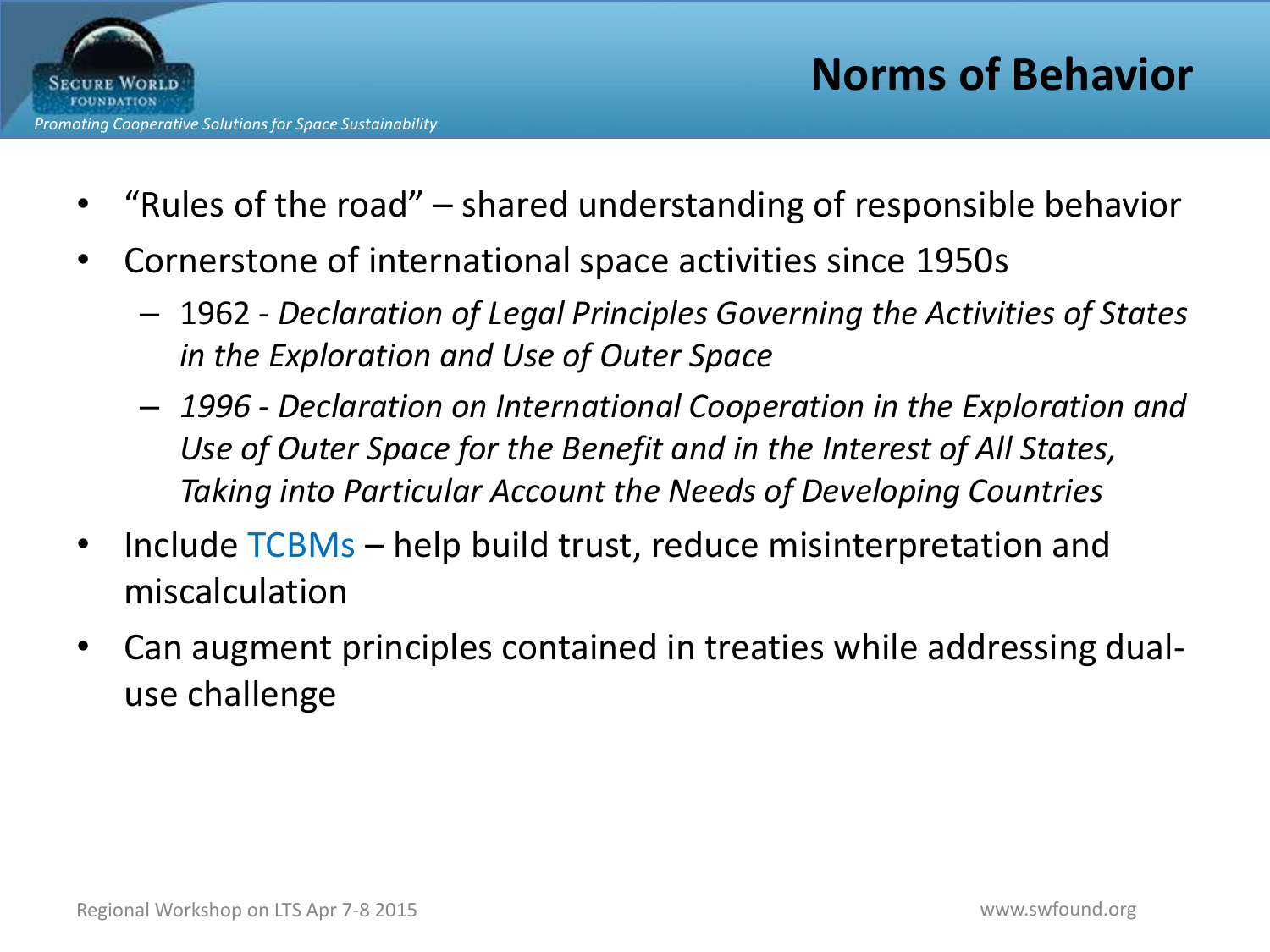# Norms of Behavior

- "Rules of the road" – shared understanding of responsible behavior
- Cornerstone of international space activities since 1950s
  - 1962 - *Declaration of Legal Principles Governing the Activities of States in the Exploration and Use of Outer Space*
  - *1996 - Declaration on International Cooperation in the Exploration and Use of Outer Space for the Benefit and in the Interest of All States, Taking into Particular Account the Needs of Developing Countries*
- Include TCBMs – help build trust, reduce misinterpretation and miscalculation
- Can augment principles contained in treaties while addressing dual-use challenge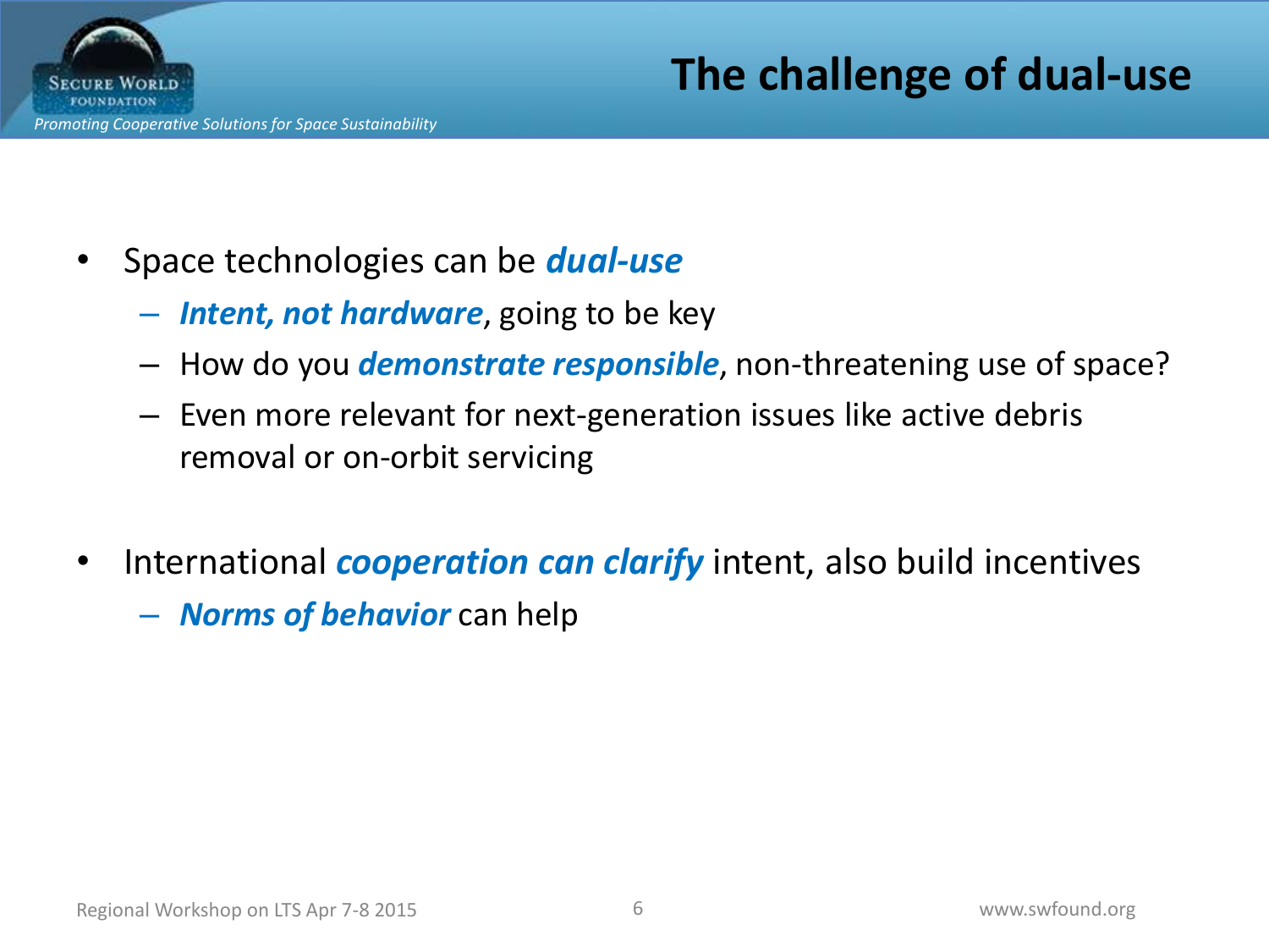# The challenge of dual-use

- Space technologies can be ***dual-use***
  - ***Intent, not hardware***, going to be key
  - How do you ***demonstrate responsible***, non-threatening use of space?
  - Even more relevant for next-generation issues like active debris removal or on-orbit servicing

- International ***cooperation can clarify*** intent, also build incentives
  - ***Norms of behavior*** can help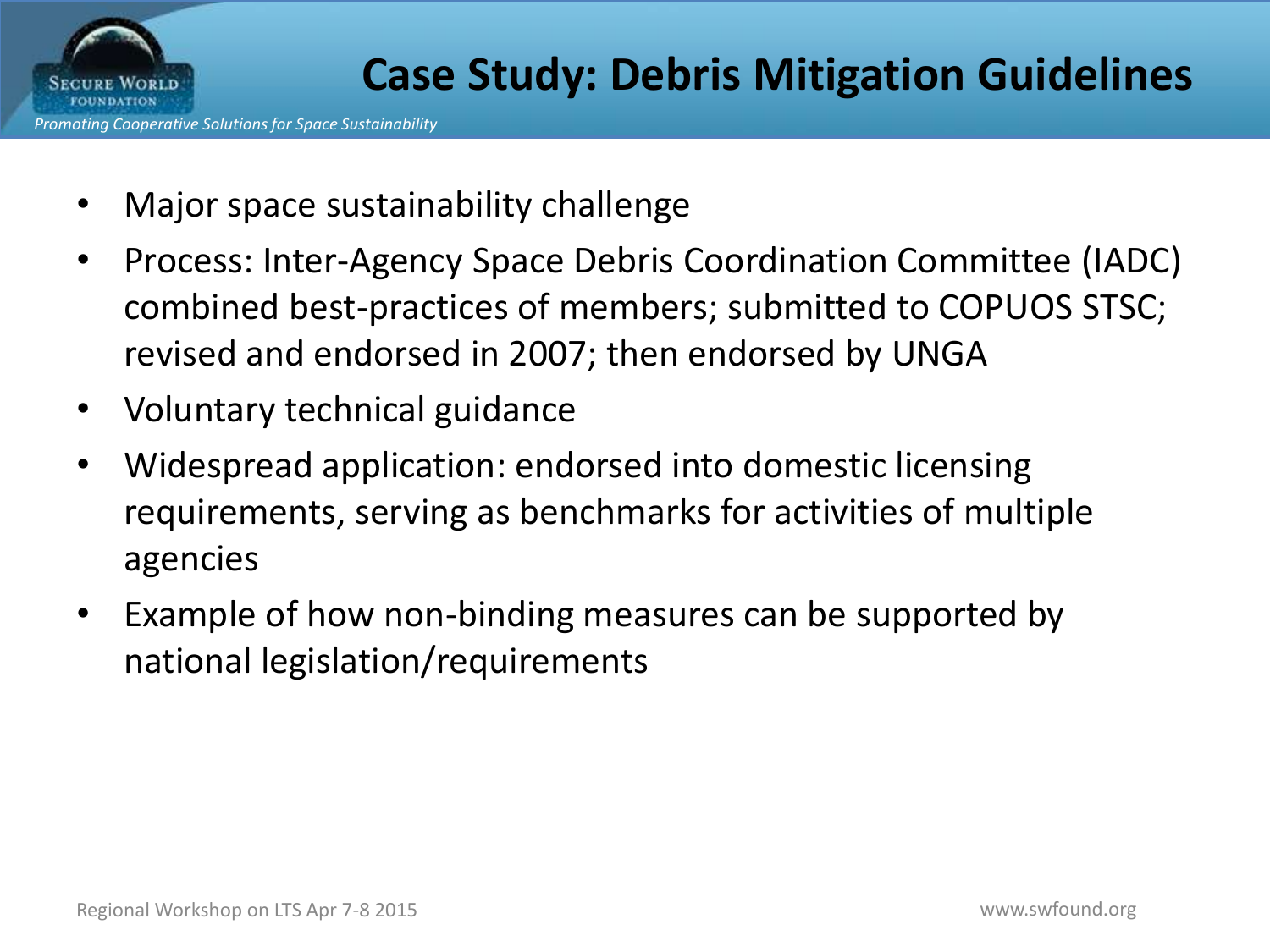# Case Study: Debris Mitigation Guidelines

- Major space sustainability challenge
- Process: Inter-Agency Space Debris Coordination Committee (IADC) combined best-practices of members; submitted to COPUOS STSC; revised and endorsed in 2007; then endorsed by UNGA
- Voluntary technical guidance
- Widespread application: endorsed into domestic licensing requirements, serving as benchmarks for activities of multiple agencies
- Example of how non-binding measures can be supported by national legislation/requirements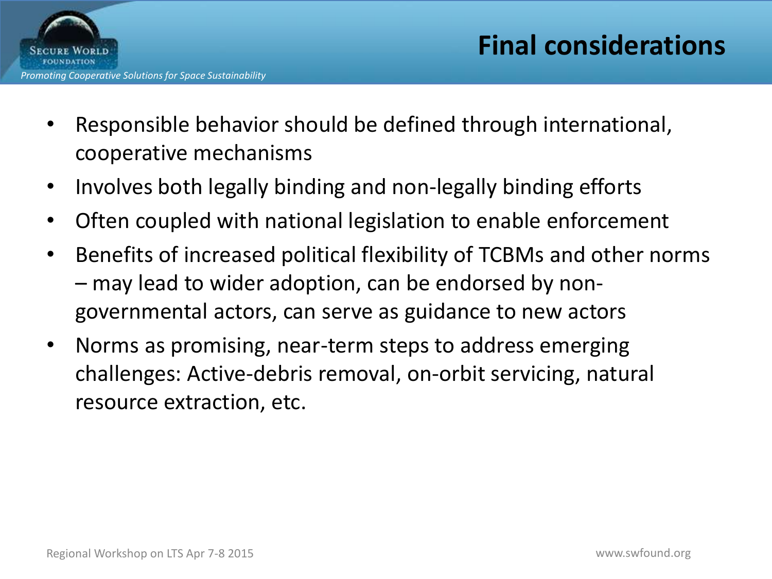# Final considerations

- Responsible behavior should be defined through international, cooperative mechanisms
- Involves both legally binding and non-legally binding efforts
- Often coupled with national legislation to enable enforcement
- Benefits of increased political flexibility of TCBMs and other norms – may lead to wider adoption, can be endorsed by non-governmental actors, can serve as guidance to new actors
- Norms as promising, near-term steps to address emerging challenges: Active-debris removal, on-orbit servicing, natural resource extraction, etc.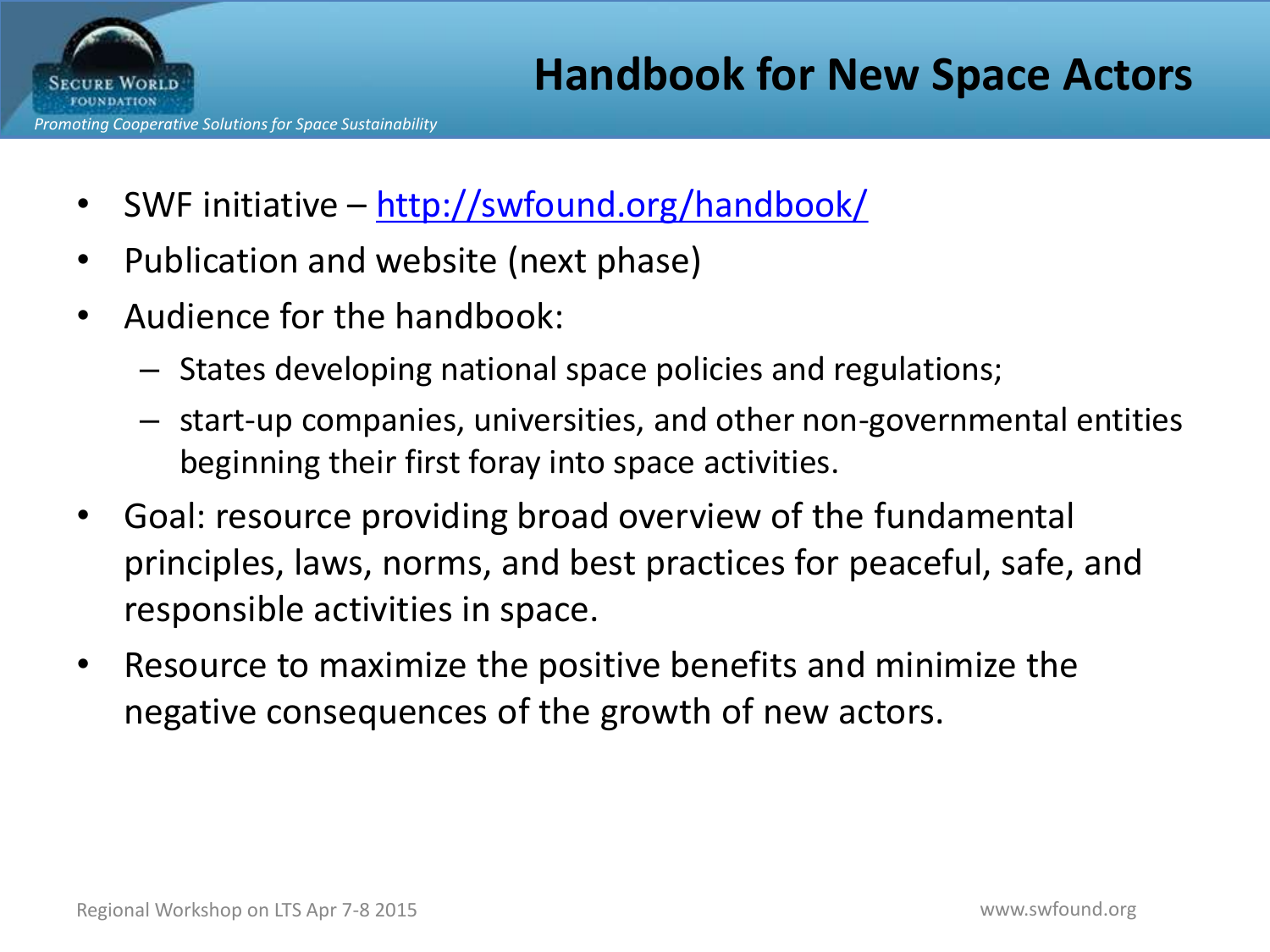# Handbook for New Space Actors

- SWF initiative – [http://swfound.org/handbook/](http://swfound.org/handbook/)
- Publication and website (next phase)
- Audience for the handbook:
  - States developing national space policies and regulations;
  - start-up companies, universities, and other non-governmental entities beginning their first foray into space activities.
- Goal: resource providing broad overview of the fundamental principles, laws, norms, and best practices for peaceful, safe, and responsible activities in space.
- Resource to maximize the positive benefits and minimize the negative consequences of the growth of new actors.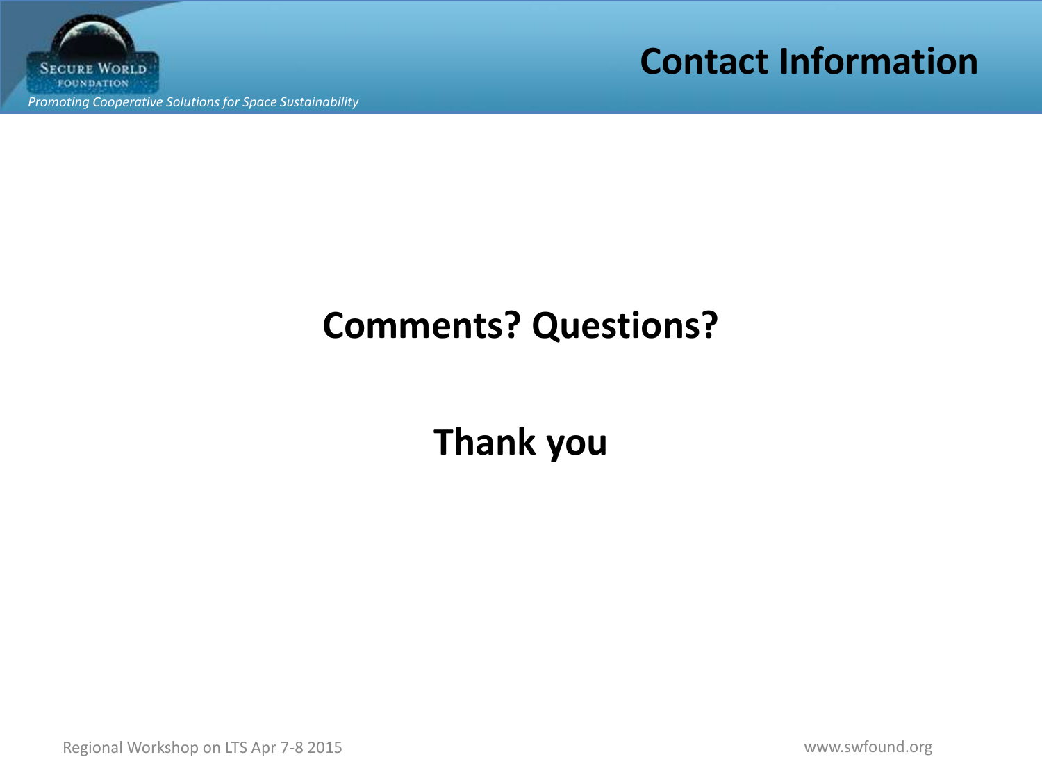# Contact Information

**Comments? Questions?**

**Thank you**